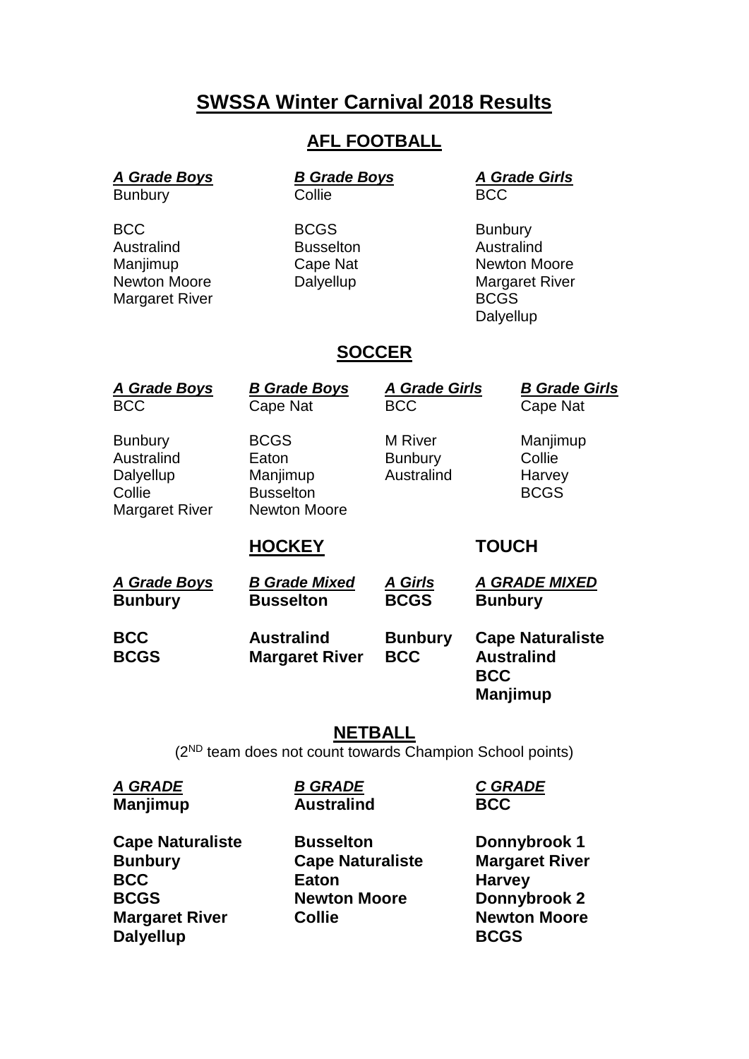# SWSSA Winter Carnival 2018 Results

## AFL FOOTBALL

| *A Grade Boys* | *B Grade Boys* | *A Grade Girls* |
|---|---|---|
| Bunbury | Collie | BCC |
| | | |
| BCC | BCGS | Bunbury |
| Australind | Busselton | Australind |
| Manjimup | Cape Nat | Newton Moore |
| Newton Moore | Dalyellup | Margaret River |
| Margaret River | | BCGS |
| | | Dalyellup |

## SOCCER

| *A Grade Boys* | *B Grade Boys* | *A Grade Girls* | *B Grade Girls* |
|---|---|---|---|
| BCC | Cape Nat | BCC | Cape Nat |
| | | | |
| Bunbury | BCGS | M River | Manjimup |
| Australind | Eaton | Bunbury | Collie |
| Dalyellup | Manjimup | Australind | Harvey |
| Collie | Busselton | | BCGS |
| Margaret River | Newton Moore | | |

## HOCKEY

| *A Grade Boys* | *B Grade Mixed* | *A Girls* |
|---|---|---|
| **Bunbury** | **Busselton** | **BCGS** |
| | | |
| **BCC** | **Australind** | **Bunbury** |
| **BCGS** | **Margaret River** | **BCC** |

## TOUCH

| *A GRADE MIXED* |
|---|
| **Bunbury** |
| |
| **Cape Naturaliste** |
| **Australind** |
| **BCC** |
| **Manjimup** |

## NETBALL

(2[ND] team does not count towards Champion School points)

| *A GRADE* | *B GRADE* | *C GRADE* |
|---|---|---|
| **Manjimup** | **Australind** | **BCC** |
| | | |
| **Cape Naturaliste** | **Busselton** | **Donnybrook 1** |
| **Bunbury** | **Cape Naturaliste** | **Margaret River** |
| **BCC** | **Eaton** | **Harvey** |
| **BCGS** | **Newton Moore** | **Donnybrook 2** |
| **Margaret River** | **Collie** | **Newton Moore** |
| **Dalyellup** | | **BCGS** |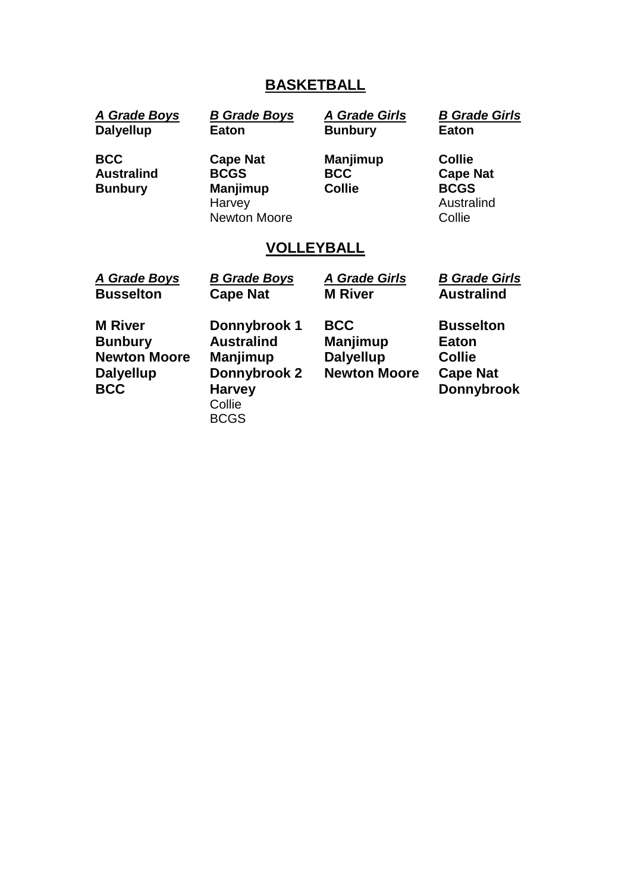## BASKETBALL

| ***A Grade Boys*** | ***B Grade Boys*** | ***A Grade Girls*** | ***B Grade Girls*** |
|---|---|---|---|
| **Dalyellup** | **Eaton** | **Bunbury** | **Eaton** |
| | | | |
| **BCC** | **Cape Nat** | **Manjimup** | **Collie** |
| **Australind** | **BCGS** | **BCC** | **Cape Nat** |
| **Bunbury** | **Manjimup** | **Collie** | **BCGS** |
| | Harvey | | Australind |
| | Newton Moore | | Collie |

## VOLLEYBALL

| ***A Grade Boys*** | ***B Grade Boys*** | ***A Grade Girls*** | ***B Grade Girls*** |
|---|---|---|---|
| **Busselton** | **Cape Nat** | **M River** | **Australind** |
| | | | |
| **M River** | **Donnybrook 1** | **BCC** | **Busselton** |
| **Bunbury** | **Australind** | **Manjimup** | **Eaton** |
| **Newton Moore** | **Manjimup** | **Dalyellup** | **Collie** |
| **Dalyellup** | **Donnybrook 2** | **Newton Moore** | **Cape Nat** |
| **BCC** | **Harvey** | | **Donnybrook** |
| | Collie | | |
| | BCGS | | |